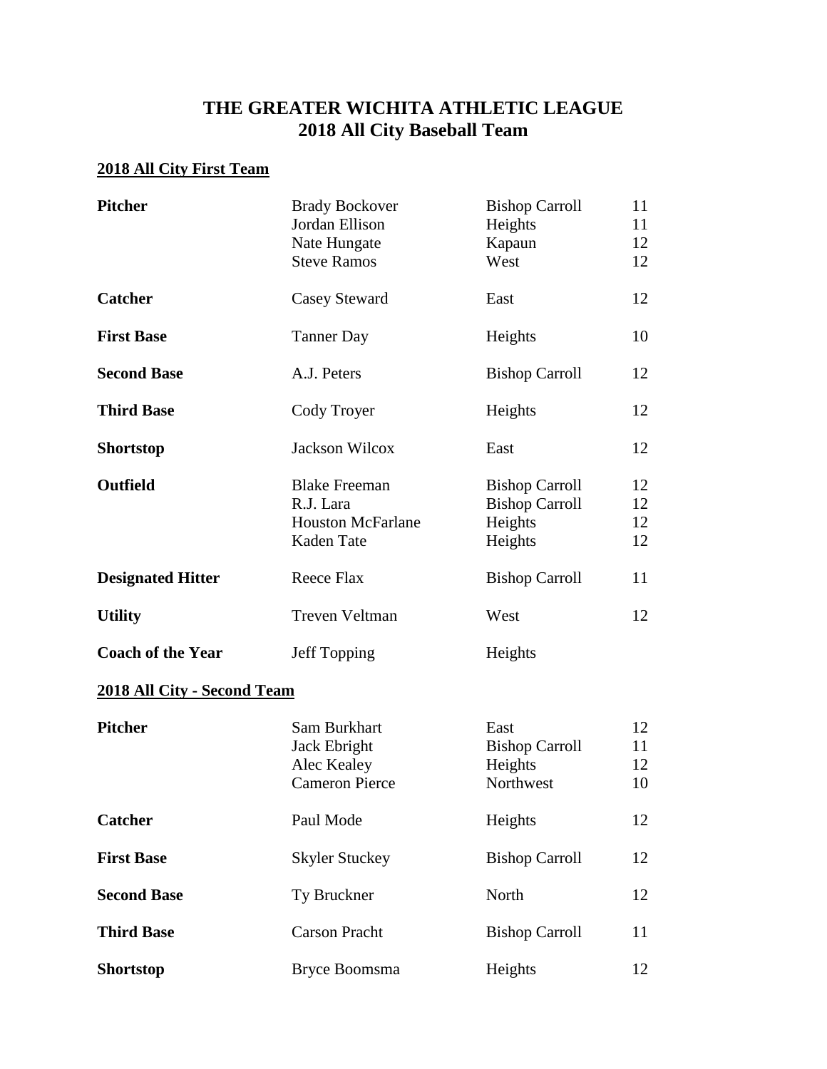# THE GREATER WICHITA ATHLETIC LEAGUE
# 2018 All City Baseball Team

## 2018 All City First Team

| Position | Name | School | Grade |
|---|---|---|---|
| **Pitcher** | Brady Bockover | Bishop Carroll | 11 |
| | Jordan Ellison | Heights | 11 |
| | Nate Hungate | Kapaun | 12 |
| | Steve Ramos | West | 12 |
| **Catcher** | Casey Steward | East | 12 |
| **First Base** | Tanner Day | Heights | 10 |
| **Second Base** | A.J. Peters | Bishop Carroll | 12 |
| **Third Base** | Cody Troyer | Heights | 12 |
| **Shortstop** | Jackson Wilcox | East | 12 |
| **Outfield** | Blake Freeman | Bishop Carroll | 12 |
| | R.J. Lara | Bishop Carroll | 12 |
| | Houston McFarlane | Heights | 12 |
| | Kaden Tate | Heights | 12 |
| **Designated Hitter** | Reece Flax | Bishop Carroll | 11 |
| **Utility** | Treven Veltman | West | 12 |
| **Coach of the Year** | Jeff Topping | Heights | |

## 2018 All City - Second Team

| Position | Name | School | Grade |
|---|---|---|---|
| **Pitcher** | Sam Burkhart | East | 12 |
| | Jack Ebright | Bishop Carroll | 11 |
| | Alec Kealey | Heights | 12 |
| | Cameron Pierce | Northwest | 10 |
| **Catcher** | Paul Mode | Heights | 12 |
| **First Base** | Skyler Stuckey | Bishop Carroll | 12 |
| **Second Base** | Ty Bruckner | North | 12 |
| **Third Base** | Carson Pracht | Bishop Carroll | 11 |
| **Shortstop** | Bryce Boomsma | Heights | 12 |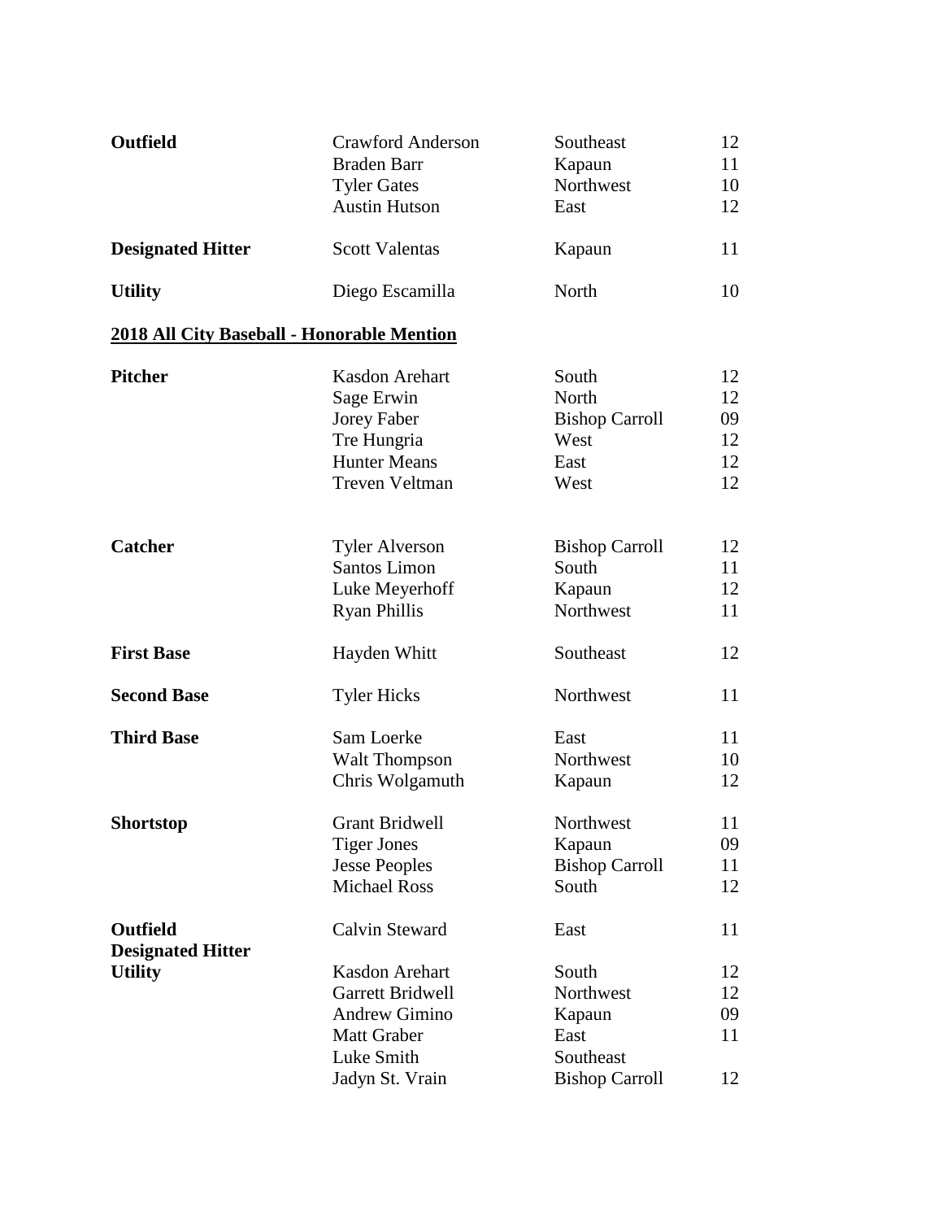| | | | |
|---|---|---|---|
| **Outfield** | Crawford Anderson | Southeast | 12 |
| | Braden Barr | Kapaun | 11 |
| | Tyler Gates | Northwest | 10 |
| | Austin Hutson | East | 12 |
| **Designated Hitter** | Scott Valentas | Kapaun | 11 |
| **Utility** | Diego Escamilla | North | 10 |

## 2018 All City Baseball - Honorable Mention

| | | | |
|---|---|---|---|
| **Pitcher** | Kasdon Arehart | South | 12 |
| | Sage Erwin | North | 12 |
| | Jorey Faber | Bishop Carroll | 09 |
| | Tre Hungria | West | 12 |
| | Hunter Means | East | 12 |
| | Treven Veltman | West | 12 |
| **Catcher** | Tyler Alverson | Bishop Carroll | 12 |
| | Santos Limon | South | 11 |
| | Luke Meyerhoff | Kapaun | 12 |
| | Ryan Phillis | Northwest | 11 |
| **First Base** | Hayden Whitt | Southeast | 12 |
| **Second Base** | Tyler Hicks | Northwest | 11 |
| **Third Base** | Sam Loerke | East | 11 |
| | Walt Thompson | Northwest | 10 |
| | Chris Wolgamuth | Kapaun | 12 |
| **Shortstop** | Grant Bridwell | Northwest | 11 |
| | Tiger Jones | Kapaun | 09 |
| | Jesse Peoples | Bishop Carroll | 11 |
| | Michael Ross | South | 12 |
| **Outfield** | Calvin Steward | East | 11 |
| **Designated Hitter** | | | |
| **Utility** | Kasdon Arehart | South | 12 |
| | Garrett Bridwell | Northwest | 12 |
| | Andrew Gimino | Kapaun | 09 |
| | Matt Graber | East | 11 |
| | Luke Smith | Southeast | |
| | Jadyn St. Vrain | Bishop Carroll | 12 |